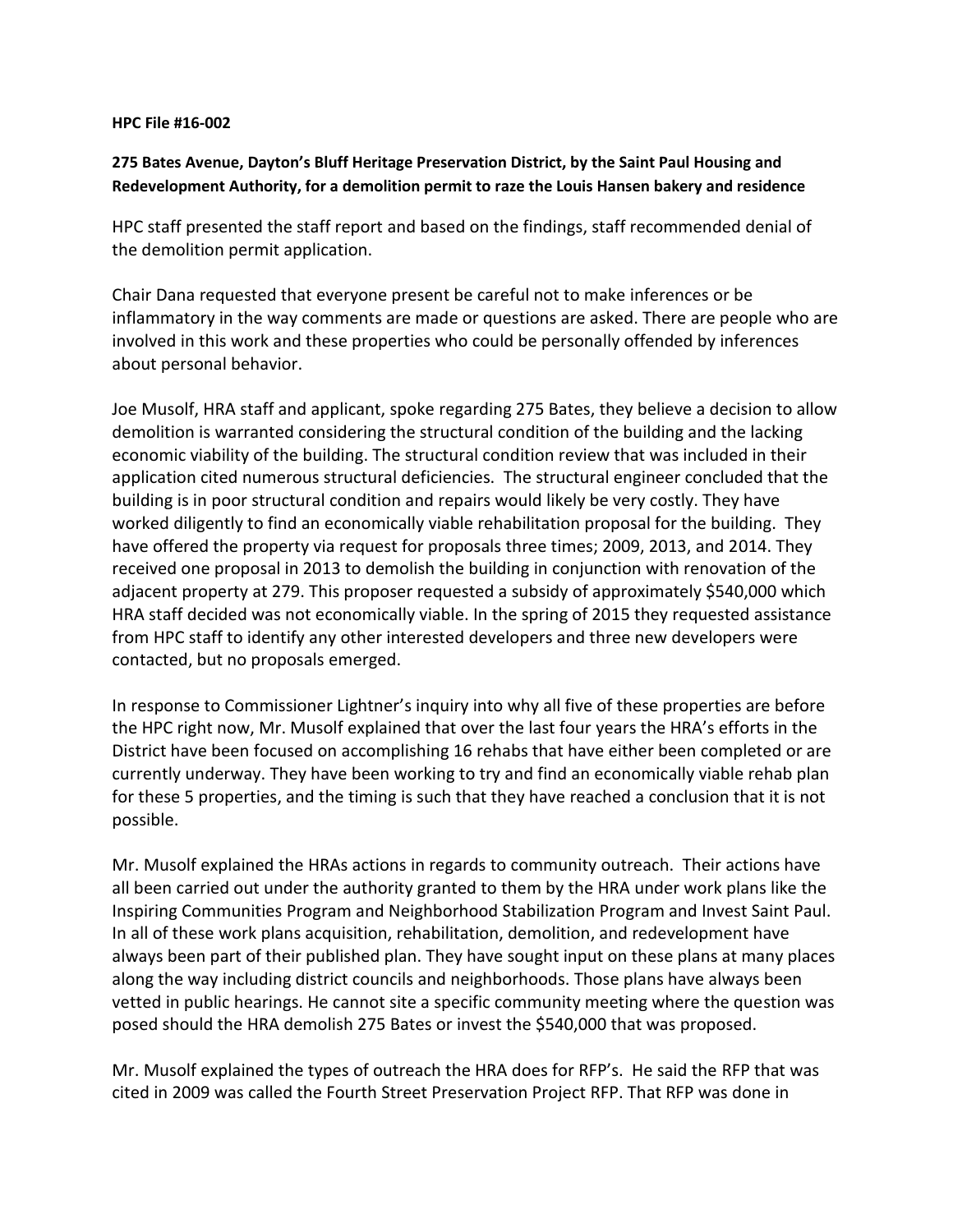**HPC File #16-002**

**275 Bates Avenue, Dayton's Bluff Heritage Preservation District, by the Saint Paul Housing and Redevelopment Authority, for a demolition permit to raze the Louis Hansen bakery and residence**

HPC staff presented the staff report and based on the findings, staff recommended denial of the demolition permit application.

Chair Dana requested that everyone present be careful not to make inferences or be inflammatory in the way comments are made or questions are asked. There are people who are involved in this work and these properties who could be personally offended by inferences about personal behavior.

Joe Musolf, HRA staff and applicant, spoke regarding 275 Bates, they believe a decision to allow demolition is warranted considering the structural condition of the building and the lacking economic viability of the building. The structural condition review that was included in their application cited numerous structural deficiencies. The structural engineer concluded that the building is in poor structural condition and repairs would likely be very costly. They have worked diligently to find an economically viable rehabilitation proposal for the building. They have offered the property via request for proposals three times; 2009, 2013, and 2014. They received one proposal in 2013 to demolish the building in conjunction with renovation of the adjacent property at 279. This proposer requested a subsidy of approximately $540,000 which HRA staff decided was not economically viable. In the spring of 2015 they requested assistance from HPC staff to identify any other interested developers and three new developers were contacted, but no proposals emerged.

In response to Commissioner Lightner's inquiry into why all five of these properties are before the HPC right now, Mr. Musolf explained that over the last four years the HRA's efforts in the District have been focused on accomplishing 16 rehabs that have either been completed or are currently underway. They have been working to try and find an economically viable rehab plan for these 5 properties, and the timing is such that they have reached a conclusion that it is not possible.

Mr. Musolf explained the HRAs actions in regards to community outreach. Their actions have all been carried out under the authority granted to them by the HRA under work plans like the Inspiring Communities Program and Neighborhood Stabilization Program and Invest Saint Paul. In all of these work plans acquisition, rehabilitation, demolition, and redevelopment have always been part of their published plan. They have sought input on these plans at many places along the way including district councils and neighborhoods. Those plans have always been vetted in public hearings. He cannot site a specific community meeting where the question was posed should the HRA demolish 275 Bates or invest the $540,000 that was proposed.

Mr. Musolf explained the types of outreach the HRA does for RFP's. He said the RFP that was cited in 2009 was called the Fourth Street Preservation Project RFP. That RFP was done in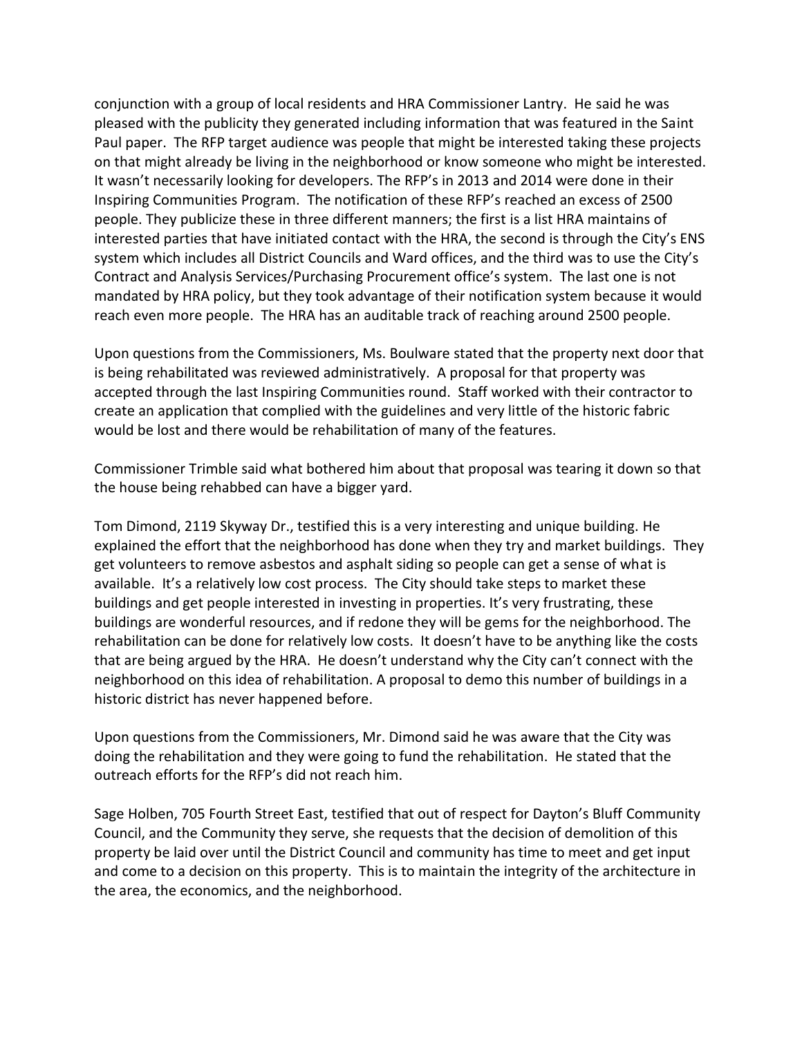conjunction with a group of local residents and HRA Commissioner Lantry. He said he was pleased with the publicity they generated including information that was featured in the Saint Paul paper. The RFP target audience was people that might be interested taking these projects on that might already be living in the neighborhood or know someone who might be interested. It wasn't necessarily looking for developers. The RFP's in 2013 and 2014 were done in their Inspiring Communities Program. The notification of these RFP's reached an excess of 2500 people. They publicize these in three different manners; the first is a list HRA maintains of interested parties that have initiated contact with the HRA, the second is through the City's ENS system which includes all District Councils and Ward offices, and the third was to use the City's Contract and Analysis Services/Purchasing Procurement office's system. The last one is not mandated by HRA policy, but they took advantage of their notification system because it would reach even more people. The HRA has an auditable track of reaching around 2500 people.

Upon questions from the Commissioners, Ms. Boulware stated that the property next door that is being rehabilitated was reviewed administratively. A proposal for that property was accepted through the last Inspiring Communities round. Staff worked with their contractor to create an application that complied with the guidelines and very little of the historic fabric would be lost and there would be rehabilitation of many of the features.

Commissioner Trimble said what bothered him about that proposal was tearing it down so that the house being rehabbed can have a bigger yard.

Tom Dimond, 2119 Skyway Dr., testified this is a very interesting and unique building. He explained the effort that the neighborhood has done when they try and market buildings. They get volunteers to remove asbestos and asphalt siding so people can get a sense of what is available. It's a relatively low cost process. The City should take steps to market these buildings and get people interested in investing in properties. It's very frustrating, these buildings are wonderful resources, and if redone they will be gems for the neighborhood. The rehabilitation can be done for relatively low costs. It doesn't have to be anything like the costs that are being argued by the HRA. He doesn't understand why the City can't connect with the neighborhood on this idea of rehabilitation. A proposal to demo this number of buildings in a historic district has never happened before.

Upon questions from the Commissioners, Mr. Dimond said he was aware that the City was doing the rehabilitation and they were going to fund the rehabilitation. He stated that the outreach efforts for the RFP's did not reach him.

Sage Holben, 705 Fourth Street East, testified that out of respect for Dayton's Bluff Community Council, and the Community they serve, she requests that the decision of demolition of this property be laid over until the District Council and community has time to meet and get input and come to a decision on this property. This is to maintain the integrity of the architecture in the area, the economics, and the neighborhood.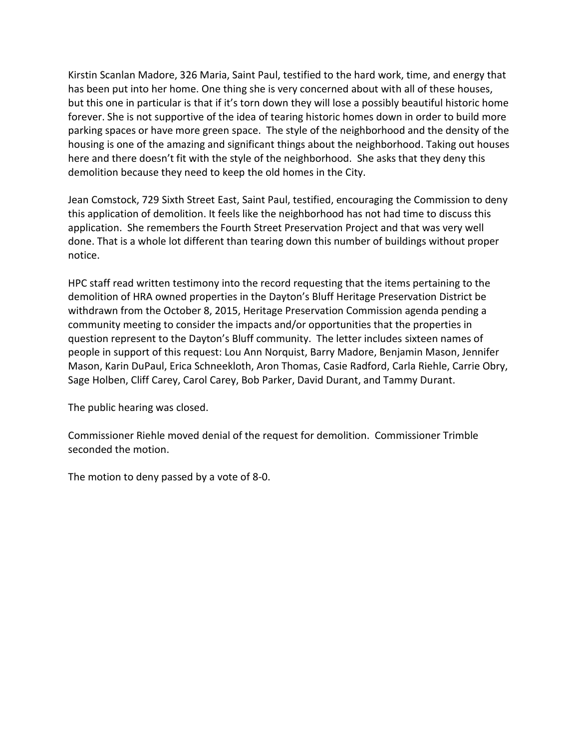Kirstin Scanlan Madore, 326 Maria, Saint Paul, testified to the hard work, time, and energy that has been put into her home. One thing she is very concerned about with all of these houses, but this one in particular is that if it's torn down they will lose a possibly beautiful historic home forever. She is not supportive of the idea of tearing historic homes down in order to build more parking spaces or have more green space. The style of the neighborhood and the density of the housing is one of the amazing and significant things about the neighborhood. Taking out houses here and there doesn't fit with the style of the neighborhood. She asks that they deny this demolition because they need to keep the old homes in the City.

Jean Comstock, 729 Sixth Street East, Saint Paul, testified, encouraging the Commission to deny this application of demolition. It feels like the neighborhood has not had time to discuss this application. She remembers the Fourth Street Preservation Project and that was very well done. That is a whole lot different than tearing down this number of buildings without proper notice.

HPC staff read written testimony into the record requesting that the items pertaining to the demolition of HRA owned properties in the Dayton's Bluff Heritage Preservation District be withdrawn from the October 8, 2015, Heritage Preservation Commission agenda pending a community meeting to consider the impacts and/or opportunities that the properties in question represent to the Dayton's Bluff community. The letter includes sixteen names of people in support of this request: Lou Ann Norquist, Barry Madore, Benjamin Mason, Jennifer Mason, Karin DuPaul, Erica Schneekloth, Aron Thomas, Casie Radford, Carla Riehle, Carrie Obry, Sage Holben, Cliff Carey, Carol Carey, Bob Parker, David Durant, and Tammy Durant.

The public hearing was closed.

Commissioner Riehle moved denial of the request for demolition. Commissioner Trimble seconded the motion.

The motion to deny passed by a vote of 8-0.